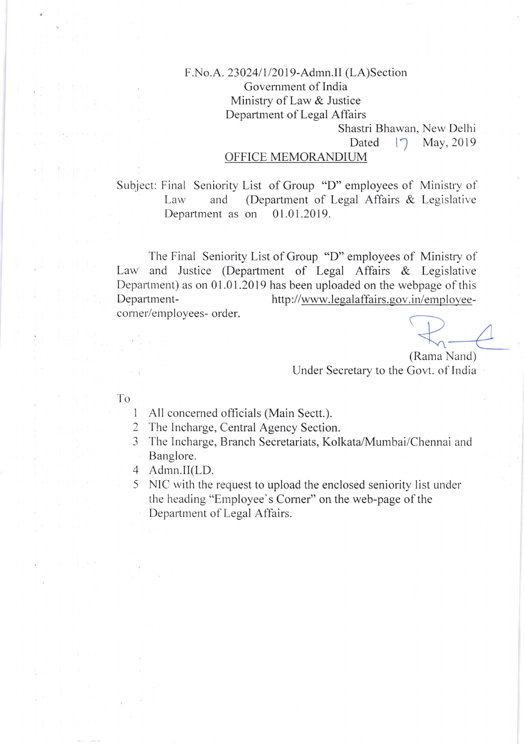F.No.A. 23024/1/2019-Admn.II (LA)Section
Government of India
Ministry of Law & Justice
Department of Legal Affairs

Shastri Bhawan, New Delhi
Dated 17 May, 2019

## OFFICE MEMORANDIUM

Subject: Final Seniority List of Group "D" employees of Ministry of Law and (Department of Legal Affairs & Legislative Department as on 01.01.2019.

The Final Seniority List of Group "D" employees of Ministry of Law and Justice (Department of Legal Affairs & Legislative Department) as on 01.01.2019 has been uploaded on the webpage of this Department- http://www.legalaffairs.gov.in/employee-corner/employees- order.

(Rama Nand)
Under Secretary to the Govt. of India

To

1. All concerned officials (Main Sectt.).
2. The Incharge, Central Agency Section.
3. The Incharge, Branch Secretariats, Kolkata/Mumbai/Chennai and Banglore.
4. Admn.II(LD.
5. NIC with the request to upload the enclosed seniority list under the heading "Employee`s Corner" on the web-page of the Department of Legal Affairs.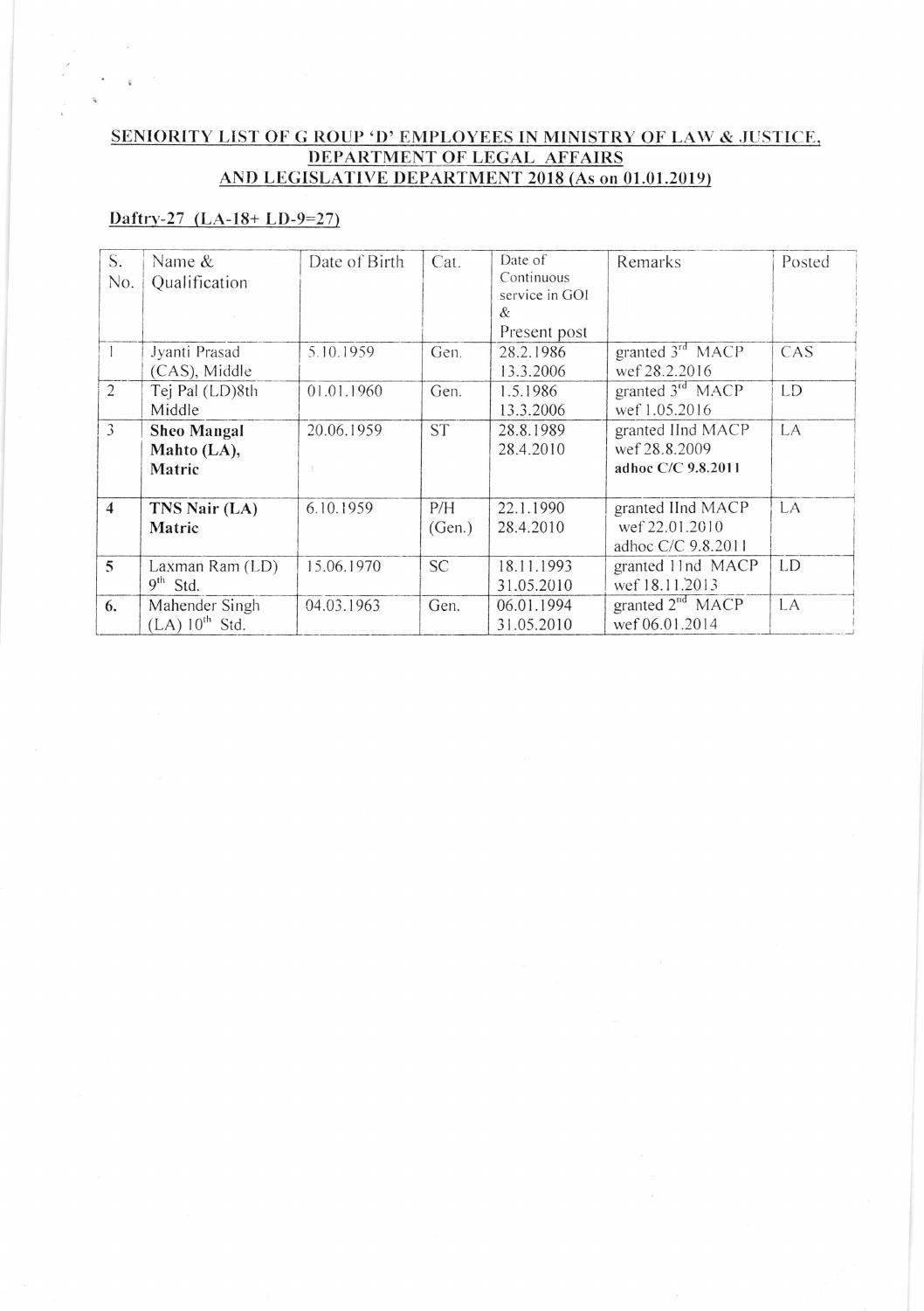## SENIORITY LIST OF G ROUP 'D' EMPLOYEES IN MINISTRY OF LAW & JUSTICE, DEPARTMENT OF LEGAL AFFAIRS AND LEGISLATIVE DEPARTMENT 2018 (As on 01.01.2019)

### Daftry-27 (LA-18+ LD-9=27)

| S. No. | Name & Qualification | Date of Birth | Cat. | Date of Continuous service in GOI & Present post | Remarks | Posted |
|---|---|---|---|---|---|---|
| 1 | Jyanti Prasad (CAS), Middle | 5.10.1959 | Gen. | 28.2.1986<br>13.3.2006 | granted 3rd MACP wef 28.2.2016 | CAS |
| 2 | Tej Pal (LD)8th Middle | 01.01.1960 | Gen. | 1.5.1986<br>13.3.2006 | granted 3rd MACP wef 1.05.2016 | LD |
| 3 | **Sheo Mangal Mahto (LA), Matric** | 20.06.1959 | ST | 28.8.1989<br>28.4.2010 | granted IInd MACP wef 28.8.2009 **adhoc C/C 9.8.2011** | LA |
| **4** | **TNS Nair (LA) Matric** | 6.10.1959 | P/H (Gen.) | 22.1.1990<br>28.4.2010 | granted IInd MACP wef 22.01.2010 adhoc C/C 9.8.2011 | LA |
| **5** | Laxman Ram (LD) 9th Std. | 15.06.1970 | SC | 18.11.1993<br>31.05.2010 | granted 11nd MACP wef 18.11.2013 | LD |
| **6.** | Mahender Singh (LA) 10th Std. | 04.03.1963 | Gen. | 06.01.1994<br>31.05.2010 | granted 2nd MACP wef 06.01.2014 | LA |